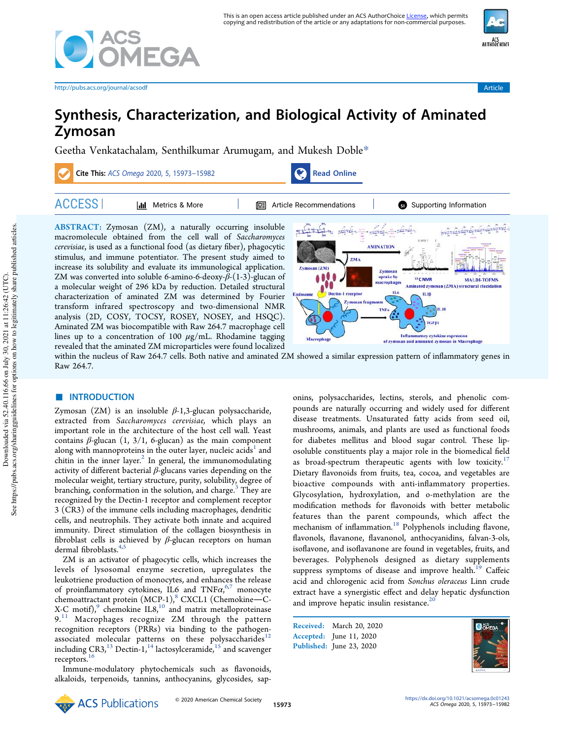# Synthesis, Characterization, and Biological Activity of Aminated Zymosan

Geetha Venkatachalam, Senthilkumar Arumugam, and Mukesh Doble*

**Cite This:** *ACS Omega* 2020, 5, 15973−15982

**ABSTRACT:** Zymosan (ZM), a naturally occurring insoluble macromolecule obtained from the cell wall of *Saccharomyces cerevisiae*, is used as a functional food (as dietary fiber), phagocytic stimulus, and immune potentiator. The present study aimed to increase its solubility and evaluate its immunological application. ZM was converted into soluble 6-amino-6-deoxy-$\beta$-(1-3)-glucan of a molecular weight of 296 kDa by reduction. Detailed structural characterization of aminated ZM was determined by Fourier transform infrared spectroscopy and two-dimensional NMR analysis (2D, COSY, TOCSY, ROSEY, NOSEY, and HSQC). Aminated ZM was biocompatible with Raw 264.7 macrophage cell lines up to a concentration of 100 $\mu$g/mL. Rhodamine tagging revealed that the aminated ZM microparticles were found localized within the nucleus of Raw 264.7 cells. Both native and aminated ZM showed a similar expression pattern of inflammatory genes in Raw 264.7.

## ■ INTRODUCTION

Zymosan (ZM) is an insoluble $\beta$-1,3-glucan polysaccharide, extracted from *Saccharomyces cerevisiae,* which plays an important role in the architecture of the host cell wall. Yeast contains $\beta$-glucan (1, 3/1, 6-glucan) as the main component along with mannoproteins in the outer layer, nucleic acids[1] and chitin in the inner layer.[2] In general, the immunomodulating activity of different bacterial $\beta$-glucans varies depending on the molecular weight, tertiary structure, purity, solubility, degree of branching, conformation in the solution, and charge.[3] They are recognized by the Dectin-1 receptor and complement receptor 3 (CR3) of the immune cells including macrophages, dendritic cells, and neutrophils. They activate both innate and acquired immunity. Direct stimulation of the collagen biosynthesis in fibroblast cells is achieved by $\beta$-glucan receptors on human dermal fibroblasts.[4,5]

ZM is an activator of phagocytic cells, which increases the levels of lysosomal enzyme secretion, upregulates the leukotriene production of monocytes, and enhances the release of proinflammatory cytokines, IL6 and TNF$\alpha$,[6,7] monocyte chemoattractant protein (MCP-1),[8] CXCL1 (Chemokine—C-X-C motif),[9] chemokine IL8,[10] and matrix metalloproteinase 9.[11] Macrophages recognize ZM through the pattern recognition receptors (PRRs) via binding to the pathogen-associated molecular patterns on these polysaccharides[12] including CR3,[13] Dectin-1,[14] lactosylceramide,[15] and scavenger receptors.[16]

Immune-modulatory phytochemicals such as flavonoids, alkaloids, terpenoids, tannins, anthocyanins, glycosides, saponins, polysaccharides, lectins, sterols, and phenolic compounds are naturally occurring and widely used for different disease treatments. Unsaturated fatty acids from seed oil, mushrooms, animals, and plants are used as functional foods for diabetes mellitus and blood sugar control. These liposoluble constituents play a major role in the biomedical field as broad-spectrum therapeutic agents with low toxicity.[17] Dietary flavonoids from fruits, tea, cocoa, and vegetables are bioactive compounds with anti-inflammatory properties. Glycosylation, hydroxylation, and o-methylation are the modification methods for flavonoids with better metabolic features than the parent compounds, which affect the mechanism of inflammation.[18] Polyphenols including flavone, flavonols, flavanone, flavanonol, anthocyanidins, falvan-3-ols, isoflavone, and isoflavanone are found in vegetables, fruits, and beverages. Polyphenols designed as dietary supplements suppress symptoms of disease and improve health.[19] Caffeic acid and chlorogenic acid from *Sonchus oleraceus* Linn crude extract have a synergistic effect and delay hepatic dysfunction and improve hepatic insulin resistance.[20]

Received: March 20, 2020
Accepted: June 11, 2020
Published: June 23, 2020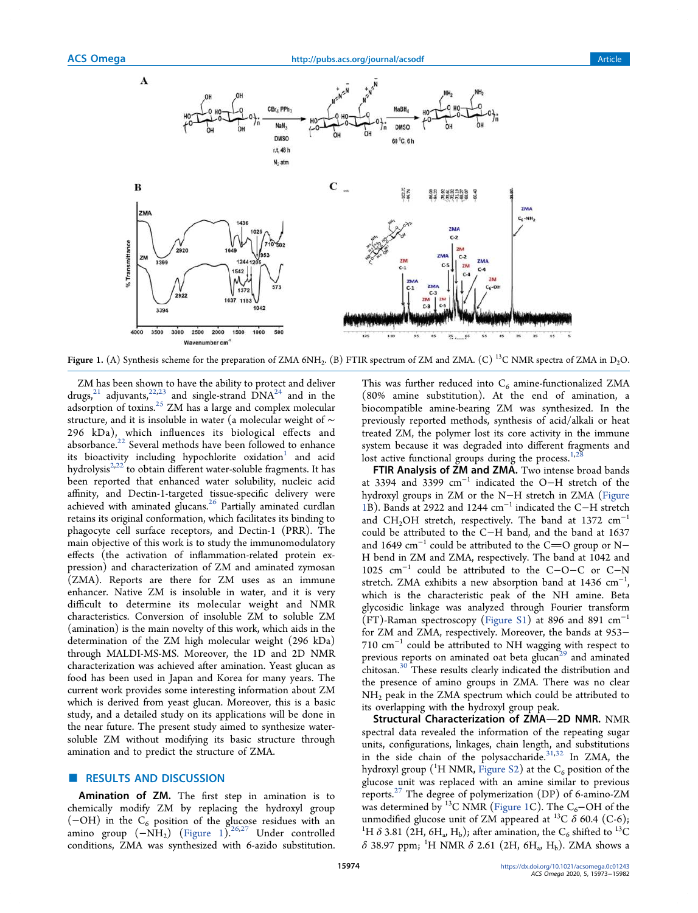Figure 1. (A) Synthesis scheme for the preparation of ZMA $6NH_2$. (B) FTIR spectrum of ZM and ZMA. (C) $^{13}C$ NMR spectra of ZMA in $D_2O$.

ZM has been shown to have the ability to protect and deliver drugs,[21] adjuvants,[22,23] and single-strand DNA[24] and in the adsorption of toxins.[25] ZM has a large and complex molecular structure, and it is insoluble in water (a molecular weight of ~ 296 kDa), which influences its biological effects and absorbance.[22] Several methods have been followed to enhance its bioactivity including hypochlorite oxidation[1] and acid hydrolysis[2,22] to obtain different water-soluble fragments. It has been reported that enhanced water solubility, nucleic acid affinity, and Dectin-1-targeted tissue-specific delivery were achieved with aminated glucans.[26] Partially aminated curdlan retains its original conformation, which facilitates its binding to phagocyte cell surface receptors, and Dectin-1 (PRR). The main objective of this work is to study the immunomodulatory effects (the activation of inflammation-related protein expression) and characterization of ZM and aminated zymosan (ZMA). Reports are there for ZM uses as an immune enhancer. Native ZM is insoluble in water, and it is very difficult to determine its molecular weight and NMR characteristics. Conversion of insoluble ZM to soluble ZM (amination) is the main novelty of this work, which aids in the determination of the ZM high molecular weight (296 kDa) through MALDI-MS-MS. Moreover, the 1D and 2D NMR characterization was achieved after amination. Yeast glucan as food has been used in Japan and Korea for many years. The current work provides some interesting information about ZM which is derived from yeast glucan. Moreover, this is a basic study, and a detailed study on its applications will be done in the near future. The present study aimed to synthesize water-soluble ZM without modifying its basic structure through amination and to predict the structure of ZMA.

## RESULTS AND DISCUSSION

**Amination of ZM.** The first step in amination is to chemically modify ZM by replacing the hydroxyl group (−OH) in the $C_6$ position of the glucose residues with an amino group ($-NH_2$) (Figure 1).[26,27] Under controlled conditions, ZMA was synthesized with 6-azido substitution. This was further reduced into $C_6$ amine-functionalized ZMA (80% amine substitution). At the end of amination, a biocompatible amine-bearing ZM was synthesized. In the previously reported methods, synthesis of acid/alkali or heat treated ZM, the polymer lost its core activity in the immune system because it was degraded into different fragments and lost active functional groups during the process.[1,28]

**FTIR Analysis of ZM and ZMA.** Two intense broad bands at 3394 and 3399 $cm^{-1}$ indicated the O−H stretch of the hydroxyl groups in ZM or the N−H stretch in ZMA (Figure 1B). Bands at 2922 and 1244 $cm^{-1}$ indicated the C−H stretch and $CH_2OH$ stretch, respectively. The band at 1372 $cm^{-1}$ could be attributed to the C−H band, and the band at 1637 and 1649 $cm^{-1}$ could be attributed to the C═O group or N−H bend in ZM and ZMA, respectively. The band at 1042 and 1025 $cm^{-1}$ could be attributed to the C−O−C or C−N stretch. ZMA exhibits a new absorption band at 1436 $cm^{-1}$, which is the characteristic peak of the NH amine. Beta glycosidic linkage was analyzed through Fourier transform (FT)-Raman spectroscopy (Figure S1) at 896 and 891 $cm^{-1}$ for ZM and ZMA, respectively. Moreover, the bands at 953−710 $cm^{-1}$ could be attributed to NH wagging with respect to previous reports on aminated oat beta glucan[29] and aminated chitosan.[30] These results clearly indicated the distribution and the presence of amino groups in ZMA. There was no clear $NH_2$ peak in the ZMA spectrum which could be attributed to its overlapping with the hydroxyl group peak.

**Structural Characterization of ZMA—2D NMR.** NMR spectral data revealed the information of the repeating sugar units, configurations, linkages, chain length, and substitutions in the side chain of the polysaccharide.[31,32] In ZMA, the hydroxyl group ($^1H$ NMR, Figure S2) at the $C_6$ position of the glucose unit was replaced with an amine similar to previous reports.[27] The degree of polymerization (DP) of 6-amino-ZM was determined by $^{13}C$ NMR (Figure 1C). The $C_6$−OH of the unmodified glucose unit of ZM appeared at $^{13}C$ $\delta$ 60.4 (C-6); $^1H$ $\delta$ 3.81 (2H, $6H_a$, $H_b$); after amination, the $C_6$ shifted to $^{13}C$ $\delta$ 38.97 ppm; $^1H$ NMR $\delta$ 2.61 (2H, $6H_a$, $H_b$). ZMA shows a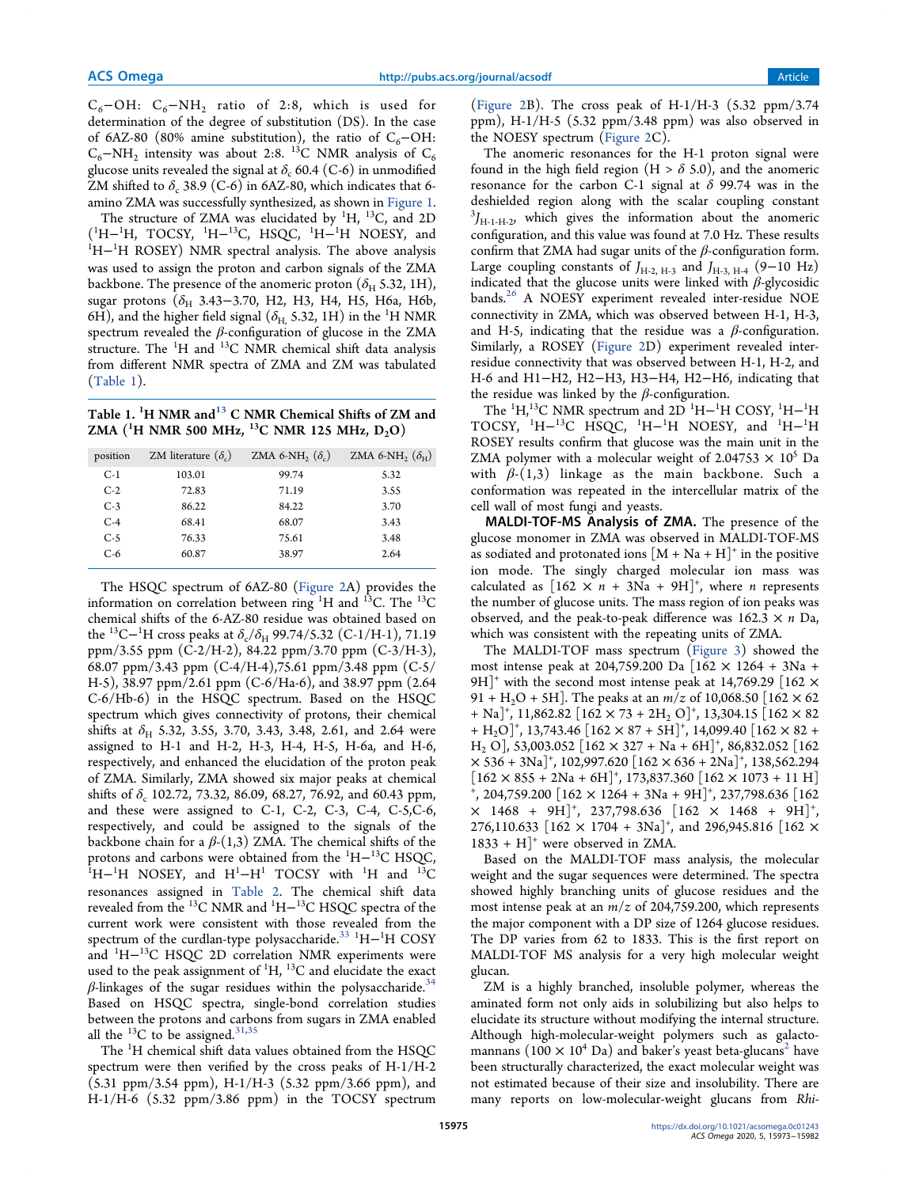$C_6$–OH: $C_6$–$NH_2$ ratio of 2:8, which is used for determination of the degree of substitution (DS). In the case of 6AZ-80 (80% amine substitution), the ratio of $C_6$–OH: $C_6$–$NH_2$ intensity was about 2:8. $^{13}C$ NMR analysis of $C_6$ glucose units revealed the signal at $\delta_c$ 60.4 (C-6) in unmodified ZM shifted to $\delta_c$ 38.9 (C-6) in 6AZ-80, which indicates that 6-amino ZMA was successfully synthesized, as shown in Figure 1.

The structure of ZMA was elucidated by $^1H$, $^{13}C$, and 2D ($^1H$–$^1H$, TOCSY, $^1H$–$^{13}C$, HSQC, $^1H$–$^1H$ NOESY, and $^1H$–$^1H$ ROSEY) NMR spectral analysis. The above analysis was used to assign the proton and carbon signals of the ZMA backbone. The presence of the anomeric proton ($\delta_H$ 5.32, 1H), sugar protons ($\delta_H$ 3.43–3.70, H2, H3, H4, H5, H6a, H6b, 6H), and the higher field signal ($\delta_H$ 5.32, 1H) in the $^1H$ NMR spectrum revealed the $\beta$-configuration of glucose in the ZMA structure. The $^1H$ and $^{13}C$ NMR chemical shift data analysis from different NMR spectra of ZMA and ZM was tabulated (Table 1).

**Table 1. $^1H$ NMR and$^{13}$ C NMR Chemical Shifts of ZM and ZMA ($^1H$ NMR 500 MHz, $^{13}C$ NMR 125 MHz, $D_2O$)**

| position | ZM literature ($\delta_c$) | ZMA 6-$NH_2$ ($\delta_c$) | ZMA 6-$NH_2$ ($\delta_H$) |
|---|---|---|---|
| C-1 | 103.01 | 99.74 | 5.32 |
| C-2 | 72.83 | 71.19 | 3.55 |
| C-3 | 86.22 | 84.22 | 3.70 |
| C-4 | 68.41 | 68.07 | 3.43 |
| C-5 | 76.33 | 75.61 | 3.48 |
| C-6 | 60.87 | 38.97 | 2.64 |

The HSQC spectrum of 6AZ-80 (Figure 2A) provides the information on correlation between ring $^1H$ and $^{13}C$. The $^{13}C$ chemical shifts of the 6-AZ-80 residue was obtained based on the $^{13}C$–$^1H$ cross peaks at $\delta_c/\delta_H$ 99.74/5.32 (C-1/H-1), 71.19 ppm/3.55 ppm (C-2/H-2), 84.22 ppm/3.70 ppm (C-3/H-3), 68.07 ppm/3.43 ppm (C-4/H-4),75.61 ppm/3.48 ppm (C-5/H-5), 38.97 ppm/2.61 ppm (C-6/Ha-6), and 38.97 ppm (2.64 C-6/Hb-6) in the HSQC spectrum. Based on the HSQC spectrum which gives connectivity of protons, their chemical shifts at $\delta_H$ 5.32, 3.55, 3.70, 3.43, 3.48, 2.61, and 2.64 were assigned to H-1 and H-2, H-3, H-4, H-5, H-6a, and H-6, respectively, and enhanced the elucidation of the proton peak of ZMA. Similarly, ZMA showed six major peaks at chemical shifts of $\delta_c$ 102.72, 73.32, 86.09, 68.27, 76.92, and 60.43 ppm, and these were assigned to C-1, C-2, C-3, C-4, C-5,C-6, respectively, and could be assigned to the signals of the backbone chain for a $\beta$-(1,3) ZMA. The chemical shifts of the protons and carbons were obtained from the $^1H$–$^{13}C$ HSQC, $^1H$–$^1H$ NOSEY, and $H^1$–$H^1$ TOCSY with $^1H$ and $^{13}C$ resonances assigned in Table 2. The chemical shift data revealed from the $^{13}C$ NMR and $^1H$–$^{13}C$ HSQC spectra of the current work were consistent with those revealed from the spectrum of the curdlan-type polysaccharide.[33] $^1H$–$^1H$ COSY and $^1H$–$^{13}C$ HSQC 2D correlation NMR experiments were used to the peak assignment of $^1H$, $^{13}C$ and elucidate the exact $\beta$-linkages of the sugar residues within the polysaccharide.[34] Based on HSQC spectra, single-bond correlation studies between the protons and carbons from sugars in ZMA enabled all the $^{13}C$ to be assigned.[31,35]

The $^1H$ chemical shift data values obtained from the HSQC spectrum were then verified by the cross peaks of H-1/H-2 (5.31 ppm/3.54 ppm), H-1/H-3 (5.32 ppm/3.66 ppm), and H-1/H-6 (5.32 ppm/3.86 ppm) in the TOCSY spectrum (Figure 2B). The cross peak of H-1/H-3 (5.32 ppm/3.74 ppm), H-1/H-5 (5.32 ppm/3.48 ppm) was also observed in the NOESY spectrum (Figure 2C).

The anomeric resonances for the H-1 proton signal were found in the high field region (H > $\delta$ 5.0), and the anomeric resonance for the carbon C-1 signal at $\delta$ 99.74 was in the deshielded region along with the scalar coupling constant $^3J_{H\text{-}1\text{-}H\text{-}2}$, which gives the information about the anomeric configuration, and this value was found at 7.0 Hz. These results confirm that ZMA had sugar units of the $\beta$-configuration form. Large coupling constants of $J_{H\text{-}2,\,H\text{-}3}$ and $J_{H\text{-}3,\,H\text{-}4}$ (9–10 Hz) indicated that the glucose units were linked with $\beta$-glycosidic bands.[26] A NOESY experiment revealed inter-residue NOE connectivity in ZMA, which was observed between H-1, H-3, and H-5, indicating that the residue was a $\beta$-configuration. Similarly, a ROSEY (Figure 2D) experiment revealed inter-residue connectivity that was observed between H-1, H-2, and H-6 and H1–H2, H2–H3, H3–H4, H2–H6, indicating that the residue was linked by the $\beta$-configuration.

The $^1H$,$^{13}C$ NMR spectrum and 2D $^1H$–$^1H$ COSY, $^1H$–$^1H$ TOCSY, $^1H$–$^{13}C$ HSQC, $^1H$–$^1H$ NOESY, and $^1H$–$^1H$ ROSEY results confirm that glucose was the main unit in the ZMA polymer with a molecular weight of $2.04753 \times 10^5$ Da with $\beta$-(1,3) linkage as the main backbone. Such a conformation was repeated in the intercellular matrix of the cell wall of most fungi and yeasts.

**MALDI-TOF-MS Analysis of ZMA.** The presence of the glucose monomer in ZMA was observed in MALDI-TOF-MS as sodiated and protonated ions $[M + Na + H]^+$ in the positive ion mode. The singly charged molecular ion mass was calculated as $[162 \times n + 3Na + 9H]^+$, where $n$ represents the number of glucose units. The mass region of ion peaks was observed, and the peak-to-peak difference was $162.3 \times n$ Da, which was consistent with the repeating units of ZMA.

The MALDI-TOF mass spectrum (Figure 3) showed the most intense peak at 204,759.200 Da $[162 \times 1264 + 3Na + 9H]^+$ with the second most intense peak at 14,769.29 $[162 \times 91 + H_2O + 5H]$. The peaks at an $m/z$ of 10,068.50 $[162 \times 62 + Na]^+$, 11,862.82 $[162 \times 73 + 2H_2\,O]^+$, 13,304.15 $[162 \times 82 + H_2O]^+$, 13,743.46 $[162 \times 87 + 5H]^+$, 14,099.40 $[162 \times 82 + H_2\,O]$, 53,003.052 $[162 \times 327 + Na + 6H]^+$, 86,832.052 $[162 \times 536 + 3Na]^+$, 102,997.620 $[162 \times 636 + 2Na]^+$, 138,562.294 $[162 \times 855 + 2Na + 6H]^+$, 173,837.360 $[162 \times 1073 + 11\,H]^+$, 204,759.200 $[162 \times 1264 + 3Na + 9H]^+$, 237,798.636 $[162 \times 1468 + 9H]^+$, 237,798.636 $[162 \times 1468 + 9H]^+$, 276,110.633 $[162 \times 1704 + 3Na]^+$, and 296,945.816 $[162 \times 1833 + H]^+$ were observed in ZMA.

Based on the MALDI-TOF mass analysis, the molecular weight and the sugar sequences were determined. The spectra showed highly branching units of glucose residues and the most intense peak at an $m/z$ of 204,759.200, which represents the major component with a DP size of 1264 glucose residues. The DP varies from 62 to 1833. This is the first report on MALDI-TOF MS analysis for a very high molecular weight glucan.

ZM is a highly branched, insoluble polymer, whereas the aminated form not only aids in solubilizing but also helps to elucidate its structure without modifying the internal structure. Although high-molecular-weight polymers such as galactomannans ($100 \times 10^4$ Da) and baker's yeast beta-glucans[2] have been structurally characterized, the exact molecular weight was not estimated because of their size and insolubility. There are many reports on low-molecular-weight glucans from *Rhi-*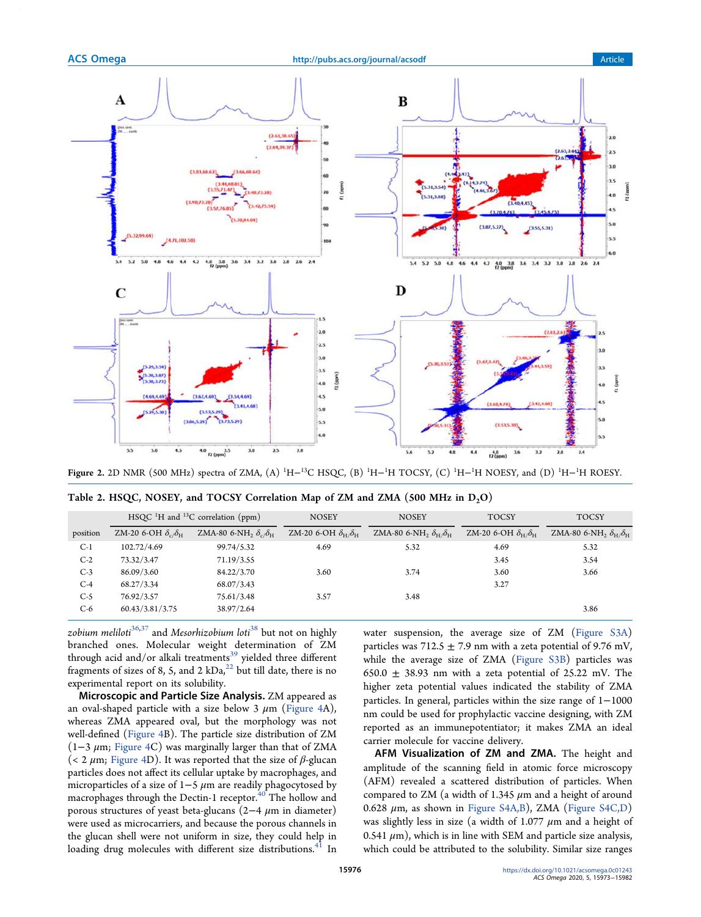Figure 2. 2D NMR (500 MHz) spectra of ZMA, (A) $^1$H−$^{13}$C HSQC, (B) $^1$H−$^1$H TOCSY, (C) $^1$H−$^1$H NOESY, and (D) $^1$H−$^1$H ROESY.

Table 2. HSQC, NOSEY, and TOCSY Correlation Map of ZM and ZMA (500 MHz in $D_2O$)

| | HSQC $^1$H and $^{13}$C correlation (ppm) | | NOSEY | NOSEY | TOCSY | TOCSY |
|---|---|---|---|---|---|---|
| position | ZM-20 6-OH $\delta_c/\delta_H$ | ZMA-80 6-NH$_2$ $\delta_c/\delta_H$ | ZM-20 6-OH $\delta_H/\delta_H$ | ZMA-80 6-NH$_2$ $\delta_H/\delta_H$ | ZM-20 6-OH $\delta_H/\delta_H$ | ZMA-80 6-NH$_2$ $\delta_H/\delta_H$ |
| C-1 | 102.72/4.69 | 99.74/5.32 | 4.69 | 5.32 | 4.69 | 5.32 |
| C-2 | 73.32/3.47 | 71.19/3.55 | | | 3.45 | 3.54 |
| C-3 | 86.09/3.60 | 84.22/3.70 | 3.60 | 3.74 | 3.60 | 3.66 |
| C-4 | 68.27/3.34 | 68.07/3.43 | | | 3.27 | |
| C-5 | 76.92/3.57 | 75.61/3.48 | 3.57 | 3.48 | | |
| C-6 | 60.43/3.81/3.75 | 38.97/2.64 | | | | 3.86 |

*zobium meliloti*[36,37] and *Mesorhizobium loti*[38] but not on highly branched ones. Molecular weight determination of ZM through acid and/or alkali treatments[39] yielded three different fragments of sizes of 8, 5, and 2 kDa,[22] but till date, there is no experimental report on its solubility.

**Microscopic and Particle Size Analysis.** ZM appeared as an oval-shaped particle with a size below 3 $\mu$m (Figure 4A), whereas ZMA appeared oval, but the morphology was not well-defined (Figure 4B). The particle size distribution of ZM (1−3 $\mu$m; Figure 4C) was marginally larger than that of ZMA (< 2 $\mu$m; Figure 4D). It was reported that the size of $\beta$-glucan particles does not affect its cellular uptake by macrophages, and microparticles of a size of 1−5 $\mu$m are readily phagocytosed by macrophages through the Dectin-1 receptor.[40] The hollow and porous structures of yeast beta-glucans (2−4 $\mu$m in diameter) were used as microcarriers, and because the porous channels in the glucan shell were not uniform in size, they could help in loading drug molecules with different size distributions.[41] In water suspension, the average size of ZM (Figure S3A) particles was 712.5 ± 7.9 nm with a zeta potential of 9.76 mV, while the average size of ZMA (Figure S3B) particles was 650.0 ± 38.93 nm with a zeta potential of 25.22 mV. The higher zeta potential values indicated the stability of ZMA particles. In general, particles within the size range of 1−1000 nm could be used for prophylactic vaccine designing, with ZM reported as an immunepotentiator; it makes ZMA an ideal carrier molecule for vaccine delivery.

**AFM Visualization of ZM and ZMA.** The height and amplitude of the scanning field in atomic force microscopy (AFM) revealed a scattered distribution of particles. When compared to ZM (a width of 1.345 $\mu$m and a height of around 0.628 $\mu$m, as shown in Figure S4A,B), ZMA (Figure S4C,D) was slightly less in size (a width of 1.077 $\mu$m and a height of 0.541 $\mu$m), which is in line with SEM and particle size analysis, which could be attributed to the solubility. Similar size ranges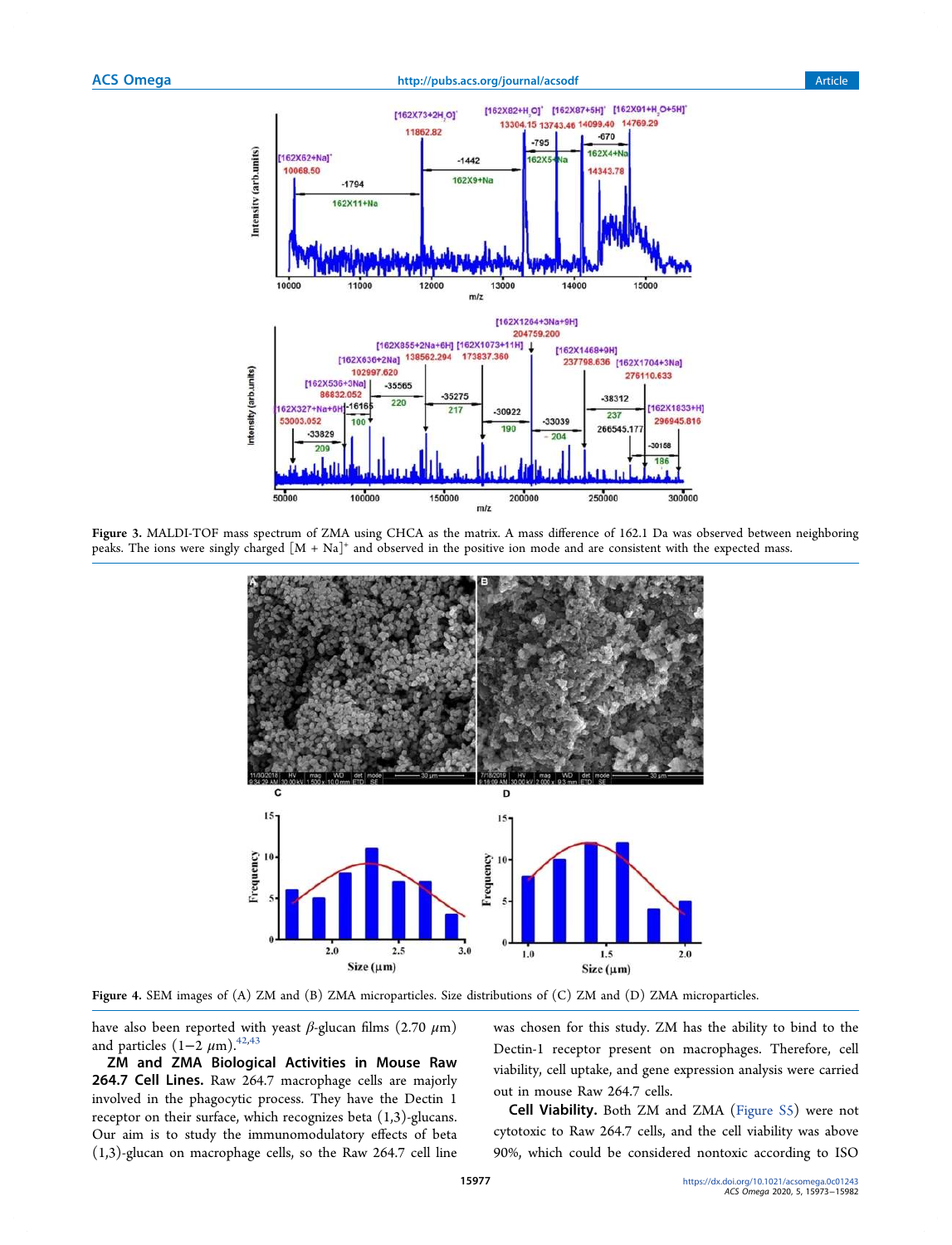Figure 3. MALDI-TOF mass spectrum of ZMA using CHCA as the matrix. A mass difference of 162.1 Da was observed between neighboring peaks. The ions were singly charged $[M + Na]^+$ and observed in the positive ion mode and are consistent with the expected mass.

Figure 4. SEM images of (A) ZM and (B) ZMA microparticles. Size distributions of (C) ZM and (D) ZMA microparticles.

have also been reported with yeast $\beta$-glucan films (2.70 $\mu$m) and particles (1−2 $\mu$m).[42,43]

**ZM and ZMA Biological Activities in Mouse Raw 264.7 Cell Lines.** Raw 264.7 macrophage cells are majorly involved in the phagocytic process. They have the Dectin 1 receptor on their surface, which recognizes beta (1,3)-glucans. Our aim is to study the immunomodulatory effects of beta (1,3)-glucan on macrophage cells, so the Raw 264.7 cell line was chosen for this study. ZM has the ability to bind to the Dectin-1 receptor present on macrophages. Therefore, cell viability, cell uptake, and gene expression analysis were carried out in mouse Raw 264.7 cells.

**Cell Viability.** Both ZM and ZMA (Figure S5) were not cytotoxic to Raw 264.7 cells, and the cell viability was above 90%, which could be considered nontoxic according to ISO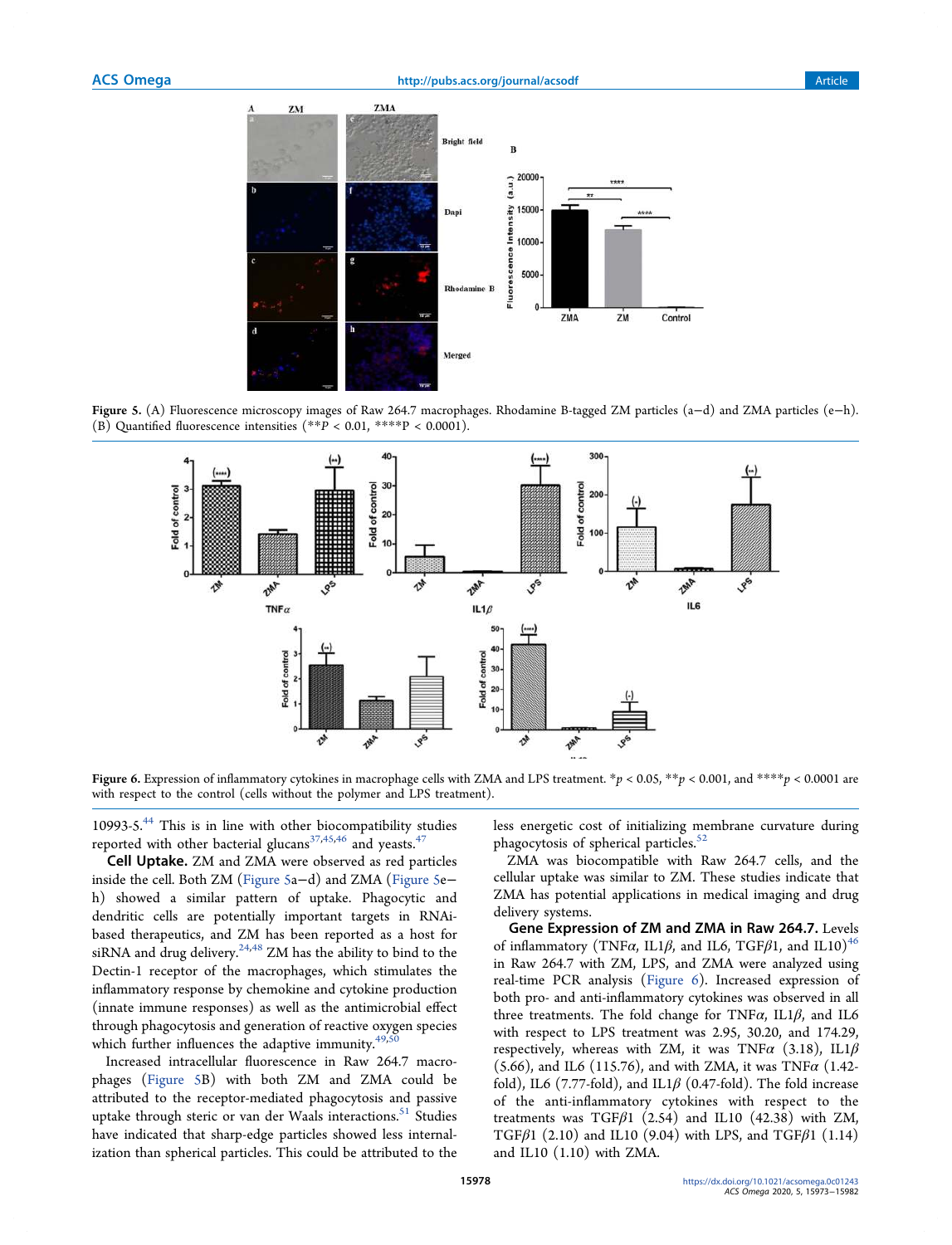Figure 5. (A) Fluorescence microscopy images of Raw 264.7 macrophages. Rhodamine B-tagged ZM particles (a–d) and ZMA particles (e–h). (B) Quantified fluorescence intensities (** $P < 0.01$, **** $P < 0.0001$).

Figure 6. Expression of inflammatory cytokines in macrophage cells with ZMA and LPS treatment. * $p < 0.05$, ** $p < 0.001$, and **** $p < 0.0001$ are with respect to the control (cells without the polymer and LPS treatment).

10993-5.[44] This is in line with other biocompatibility studies reported with other bacterial glucans[37,45,46] and yeasts.[47]

**Cell Uptake.** ZM and ZMA were observed as red particles inside the cell. Both ZM (Figure 5a–d) and ZMA (Figure 5e–h) showed a similar pattern of uptake. Phagocytic and dendritic cells are potentially important targets in RNAi-based therapeutics, and ZM has been reported as a host for siRNA and drug delivery.[24,48] ZM has the ability to bind to the Dectin-1 receptor of the macrophages, which stimulates the inflammatory response by chemokine and cytokine production (innate immune responses) as well as the antimicrobial effect through phagocytosis and generation of reactive oxygen species which further influences the adaptive immunity.[49,50]

Increased intracellular fluorescence in Raw 264.7 macrophages (Figure 5B) with both ZM and ZMA could be attributed to the receptor-mediated phagocytosis and passive uptake through steric or van der Waals interactions.[51] Studies have indicated that sharp-edge particles showed less internalization than spherical particles. This could be attributed to the less energetic cost of initializing membrane curvature during phagocytosis of spherical particles.[52]

ZMA was biocompatible with Raw 264.7 cells, and the cellular uptake was similar to ZM. These studies indicate that ZMA has potential applications in medical imaging and drug delivery systems.

**Gene Expression of ZM and ZMA in Raw 264.7.** Levels of inflammatory (TNF$\alpha$, IL1$\beta$, and IL6, TGF$\beta$1, and IL10)[46] in Raw 264.7 with ZM, LPS, and ZMA were analyzed using real-time PCR analysis (Figure 6). Increased expression of both pro- and anti-inflammatory cytokines was observed in all three treatments. The fold change for TNF$\alpha$, IL1$\beta$, and IL6 with respect to LPS treatment was 2.95, 30.20, and 174.29, respectively, whereas with ZM, it was TNF$\alpha$ (3.18), IL1$\beta$ (5.66), and IL6 (115.76), and with ZMA, it was TNF$\alpha$ (1.42-fold), IL6 (7.77-fold), and IL1$\beta$ (0.47-fold). The fold increase of the anti-inflammatory cytokines with respect to the treatments was TGF$\beta$1 (2.54) and IL10 (42.38) with ZM, TGF$\beta$1 (2.10) and IL10 (9.04) with LPS, and TGF$\beta$1 (1.14) and IL10 (1.10) with ZMA.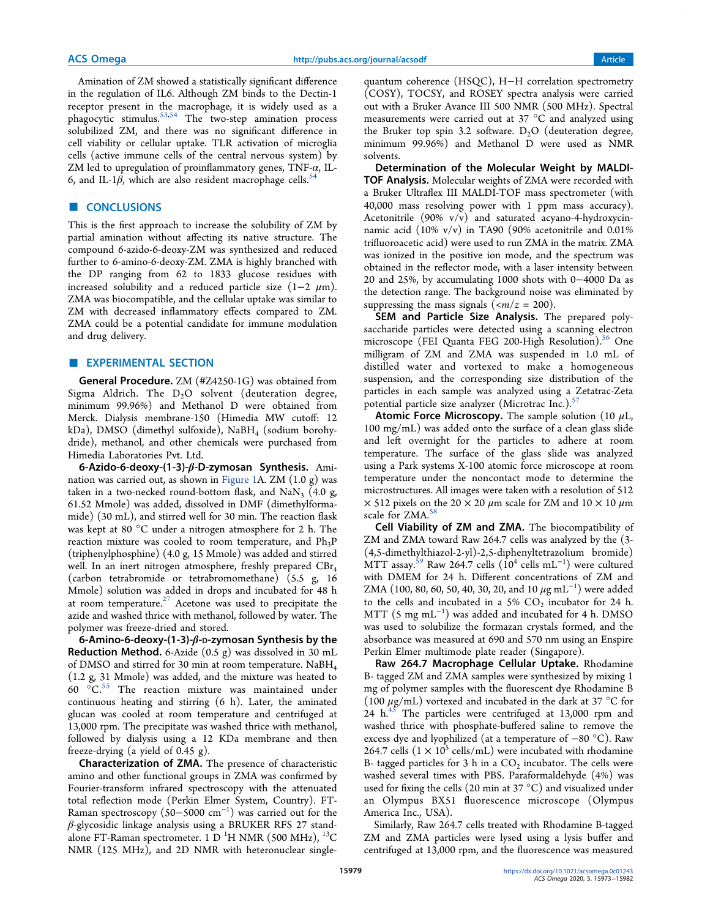Amination of ZM showed a statistically significant difference in the regulation of IL6. Although ZM binds to the Dectin-1 receptor present in the macrophage, it is widely used as a phagocytic stimulus.[53,54] The two-step amination process solubilized ZM, and there was no significant difference in cell viability or cellular uptake. TLR activation of microglia cells (active immune cells of the central nervous system) by ZM led to upregulation of proinflammatory genes, TNF-$\alpha$, IL-6, and IL-1$\beta$, which are also resident macrophage cells.[54]

## ■ CONCLUSIONS

This is the first approach to increase the solubility of ZM by partial amination without affecting its native structure. The compound 6-azido-6-deoxy-ZM was synthesized and reduced further to 6-amino-6-deoxy-ZM. ZMA is highly branched with the DP ranging from 62 to 1833 glucose residues with increased solubility and a reduced particle size (1−2 $\mu$m). ZMA was biocompatible, and the cellular uptake was similar to ZM with decreased inflammatory effects compared to ZM. ZMA could be a potential candidate for immune modulation and drug delivery.

## ■ EXPERIMENTAL SECTION

**General Procedure.** ZM (#Z4250-1G) was obtained from Sigma Aldrich. The $D_2O$ solvent (deuteration degree, minimum 99.96%) and Methanol D were obtained from Merck. Dialysis membrane-150 (Himedia MW cutoff: 12 kDa), DMSO (dimethyl sulfoxide), $NaBH_4$ (sodium borohydride), methanol, and other chemicals were purchased from Himedia Laboratories Pvt. Ltd.

**6-Azido-6-deoxy-(1-3)-$\beta$-D-zymosan Synthesis.** Amination was carried out, as shown in Figure 1A. ZM (1.0 g) was taken in a two-necked round-bottom flask, and $NaN_3$ (4.0 g, 61.52 Mmole) was added, dissolved in DMF (dimethylformamide) (30 mL), and stirred well for 30 min. The reaction flask was kept at 80 °C under a nitrogen atmosphere for 2 h. The reaction mixture was cooled to room temperature, and $Ph_3P$ (triphenylphosphine) (4.0 g, 15 Mmole) was added and stirred well. In an inert nitrogen atmosphere, freshly prepared $CBr_4$ (carbon tetrabromide or tetrabromomethane) (5.5 g, 16 Mmole) solution was added in drops and incubated for 48 h at room temperature.[27] Acetone was used to precipitate the azide and washed thrice with methanol, followed by water. The polymer was freeze-dried and stored.

**6-Amino-6-deoxy-(1-3)-$\beta$-D-zymosan Synthesis by the Reduction Method.** 6-Azide (0.5 g) was dissolved in 30 mL of DMSO and stirred for 30 min at room temperature. $NaBH_4$ (1.2 g, 31 Mmole) was added, and the mixture was heated to 60 °C.[55] The reaction mixture was maintained under continuous heating and stirring (6 h). Later, the aminated glucan was cooled at room temperature and centrifuged at 13,000 rpm. The precipitate was washed thrice with methanol, followed by dialysis using a 12 KDa membrane and then freeze-drying (a yield of 0.45 g).

**Characterization of ZMA.** The presence of characteristic amino and other functional groups in ZMA was confirmed by Fourier-transform infrared spectroscopy with the attenuated total reflection mode (Perkin Elmer System, Country). FT-Raman spectroscopy (50−5000 cm$^{-1}$) was carried out for the $\beta$-glycosidic linkage analysis using a BRUKER RFS 27 stand-alone FT-Raman spectrometer. 1 D $^1$H NMR (500 MHz), $^{13}$C NMR (125 MHz), and 2D NMR with heteronuclear single-quantum coherence (HSQC), H−H correlation spectrometry (COSY), TOCSY, and ROSEY spectra analysis were carried out with a Bruker Avance III 500 NMR (500 MHz). Spectral measurements were carried out at 37 °C and analyzed using the Bruker top spin 3.2 software. $D_2O$ (deuteration degree, minimum 99.96%) and Methanol D were used as NMR solvents.

**Determination of the Molecular Weight by MALDI-TOF Analysis.** Molecular weights of ZMA were recorded with a Bruker Ultraflex III MALDI-TOF mass spectrometer (with 40,000 mass resolving power with 1 ppm mass accuracy). Acetonitrile (90% v/v) and saturated acyano-4-hydroxycinnamic acid (10% v/v) in TA90 (90% acetonitrile and 0.01% trifluoroacetic acid) were used to run ZMA in the matrix. ZMA was ionized in the positive ion mode, and the spectrum was obtained in the reflector mode, with a laser intensity between 20 and 25%, by accumulating 1000 shots with 0−4000 Da as the detection range. The background noise was eliminated by suppressing the mass signals ($<m/z = 200$).

**SEM and Particle Size Analysis.** The prepared polysaccharide particles were detected using a scanning electron microscope (FEI Quanta FEG 200-High Resolution).[56] One milligram of ZM and ZMA was suspended in 1.0 mL of distilled water and vortexed to make a homogeneous suspension, and the corresponding size distribution of the particles in each sample was analyzed using a Zetatrac-Zeta potential particle size analyzer (Microtrac Inc.).[57]

**Atomic Force Microscopy.** The sample solution (10 $\mu$L, 100 mg/mL) was added onto the surface of a clean glass slide and left overnight for the particles to adhere at room temperature. The surface of the glass slide was analyzed using a Park systems X-100 atomic force microscope at room temperature under the noncontact mode to determine the microstructures. All images were taken with a resolution of 512 × 512 pixels on the 20 × 20 $\mu$m scale for ZM and 10 × 10 $\mu$m scale for ZMA.[58]

**Cell Viability of ZM and ZMA.** The biocompatibility of ZM and ZMA toward Raw 264.7 cells was analyzed by the (3-(4,5-dimethylthiazol-2-yl)-2,5-diphenyltetrazolium bromide) MTT assay.[59] Raw 264.7 cells ($10^4$ cells mL$^{-1}$) were cultured with DMEM for 24 h. Different concentrations of ZM and ZMA (100, 80, 60, 50, 40, 30, 20, and 10 $\mu$g mL$^{-1}$) were added to the cells and incubated in a 5% $CO_2$ incubator for 24 h. MTT (5 mg mL$^{-1}$) was added and incubated for 4 h. DMSO was used to solubilize the formazan crystals formed, and the absorbance was measured at 690 and 570 nm using an Enspire Perkin Elmer multimode plate reader (Singapore).

**Raw 264.7 Macrophage Cellular Uptake.** Rhodamine B- tagged ZM and ZMA samples were synthesized by mixing 1 mg of polymer samples with the fluorescent dye Rhodamine B (100 $\mu$g/mL) vortexed and incubated in the dark at 37 °C for 24 h.[45] The particles were centrifuged at 13,000 rpm and washed thrice with phosphate-buffered saline to remove the excess dye and lyophilized (at a temperature of −80 °C). Raw 264.7 cells (1 × $10^5$ cells/mL) were incubated with rhodamine B- tagged particles for 3 h in a $CO_2$ incubator. The cells were washed several times with PBS. Paraformaldehyde (4%) was used for fixing the cells (20 min at 37 °C) and visualized under an Olympus BX51 fluorescence microscope (Olympus America Inc., USA).

Similarly, Raw 264.7 cells treated with Rhodamine B-tagged ZM and ZMA particles were lysed using a lysis buffer and centrifuged at 13,000 rpm, and the fluorescence was measured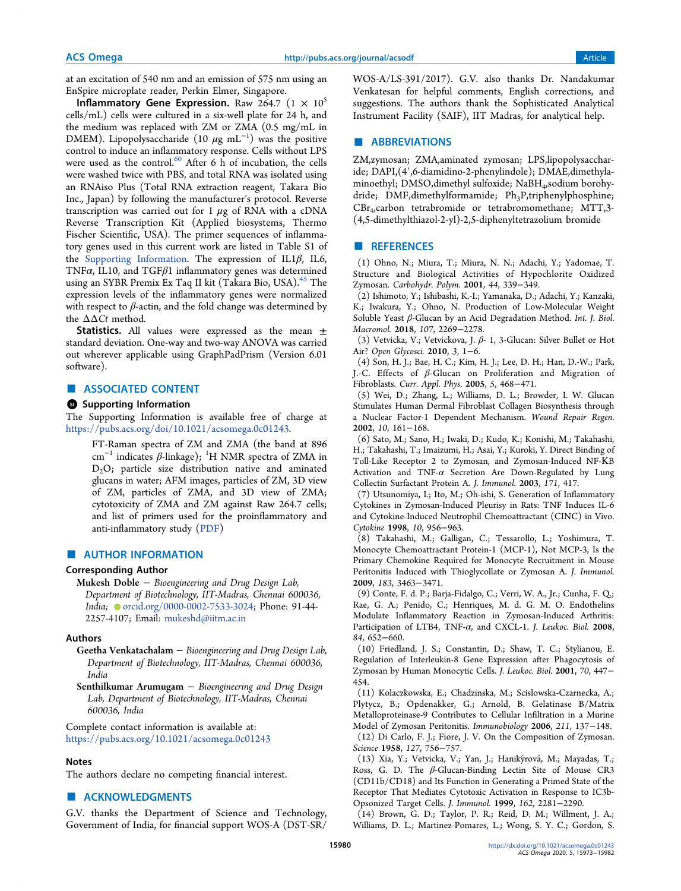at an excitation of 540 nm and an emission of 575 nm using an EnSpire microplate reader, Perkin Elmer, Singapore.

**Inflammatory Gene Expression.** Raw 264.7 ($1 \times 10^5$ cells/mL) cells were cultured in a six-well plate for 24 h, and the medium was replaced with ZM or ZMA (0.5 mg/mL in DMEM). Lipopolysaccharide (10 $\mu$g mL$^{-1}$) was the positive control to induce an inflammatory response. Cells without LPS were used as the control.[60] After 6 h of incubation, the cells were washed twice with PBS, and total RNA was isolated using an RNAiso Plus (Total RNA extraction reagent, Takara Bio Inc., Japan) by following the manufacturer's protocol. Reverse transcription was carried out for 1 $\mu$g of RNA with a cDNA Reverse Transcription Kit (Applied biosystems, Thermo Fischer Scientific, USA). The primer sequences of inflammatory genes used in this current work are listed in Table S1 of the Supporting Information. The expression of IL1$\beta$, IL6, TNF$\alpha$, IL10, and TGF$\beta$1 inflammatory genes was determined using an SYBR Premix Ex Taq II kit (Takara Bio, USA).[45] The expression levels of the inflammatory genes were normalized with respect to $\beta$-actin, and the fold change was determined by the $\Delta\Delta Ct$ method.

**Statistics.** All values were expressed as the mean ± standard deviation. One-way and two-way ANOVA was carried out wherever applicable using GraphPadPrism (Version 6.01 software).

## ■ ASSOCIATED CONTENT

### Supporting Information

The Supporting Information is available free of charge at https://pubs.acs.org/doi/10.1021/acsomega.0c01243.

> FT-Raman spectra of ZM and ZMA (the band at 896 cm$^{-1}$ indicates $\beta$-linkage); $^1$H NMR spectra of ZMA in $D_2O$; particle size distribution native and aminated glucans in water; AFM images, particles of ZM, 3D view of ZM, particles of ZMA, and 3D view of ZMA; cytotoxicity of ZMA and ZM against Raw 264.7 cells; and list of primers used for the proinflammatory and anti-inflammatory study (PDF)

## ■ AUTHOR INFORMATION

### Corresponding Author

**Mukesh Doble** − *Bioengineering and Drug Design Lab, Department of Biotechnology, IIT-Madras, Chennai 600036, India;* orcid.org/0000-0002-7533-3024; Phone: 91-44-2257-4107; Email: mukeshd@iitm.ac.in

### Authors

**Geetha Venkatachalam** − *Bioengineering and Drug Design Lab, Department of Biotechnology, IIT-Madras, Chennai 600036, India*

**Senthilkumar Arumugam** − *Bioengineering and Drug Design Lab, Department of Biotechnology, IIT-Madras, Chennai 600036, India*

Complete contact information is available at: https://pubs.acs.org/10.1021/acsomega.0c01243

### Notes

The authors declare no competing financial interest.

## ■ ACKNOWLEDGMENTS

G.V. thanks the Department of Science and Technology, Government of India, for financial support WOS-A (DST-SR/WOS-A/LS-391/2017). G.V. also thanks Dr. Nandakumar Venkatesan for helpful comments, English corrections, and suggestions. The authors thank the Sophisticated Analytical Instrument Facility (SAIF), IIT Madras, for analytical help.

## ■ ABBREVIATIONS

ZM,zymosan; ZMA,aminated zymosan; LPS,lipopolysaccharide; DAPI,(4′,6-diamidino-2-phenylindole); DMAE,dimethylaminoethyl; DMSO,dimethyl sulfoxide; $NaBH_4$,sodium borohydride; DMF,dimethylformamide; $Ph_3P$,triphenylphosphine; $CBr_4$,carbon tetrabromide or tetrabromomethane; MTT,3-(4,5-dimethylthiazol-2-yl)-2,5-diphenyltetrazolium bromide

## ■ REFERENCES

(1) Ohno, N.; Miura, T.; Miura, N. N.; Adachi, Y.; Yadomae, T. Structure and Biological Activities of Hypochlorite Oxidized Zymosan. *Carbohydr. Polym.* **2001**, *44*, 339−349.

(2) Ishimoto, Y.; Ishibashi, K.-I.; Yamanaka, D.; Adachi, Y.; Kanzaki, K.; Iwakura, Y.; Ohno, N. Production of Low-Molecular Weight Soluble Yeast $\beta$-Glucan by an Acid Degradation Method. *Int. J. Biol. Macromol.* **2018**, *107*, 2269−2278.

(3) Vetvicka, V.; Vetvickova, J. $\beta$- 1, 3-Glucan: Silver Bullet or Hot Air? *Open Glycosci.* **2010**, *3*, 1−6.

(4) Son, H. J.; Bae, H. C.; Kim, H. J.; Lee, D. H.; Han, D.-W.; Park, J.-C. Effects of $\beta$-Glucan on Proliferation and Migration of Fibroblasts. *Curr. Appl. Phys.* **2005**, *5*, 468−471.

(5) Wei, D.; Zhang, L.; Williams, D. L.; Browder, I. W. Glucan Stimulates Human Dermal Fibroblast Collagen Biosynthesis through a Nuclear Factor-1 Dependent Mechanism. *Wound Repair Regen.* **2002**, *10*, 161−168.

(6) Sato, M.; Sano, H.; Iwaki, D.; Kudo, K.; Konishi, M.; Takahashi, H.; Takahashi, T.; Imaizumi, H.; Asai, Y.; Kuroki, Y. Direct Binding of Toll-Like Receptor 2 to Zymosan, and Zymosan-Induced NF-KB Activation and TNF-$\alpha$ Secretion Are Down-Regulated by Lung Collectin Surfactant Protein A. *J. Immunol.* **2003**, *171*, 417.

(7) Utsunomiya, I.; Ito, M.; Oh-ishi, S. Generation of Inflammatory Cytokines in Zymosan-Induced Pleurisy in Rats: TNF Induces IL-6 and Cytokine-Induced Neutrophil Chemoattractant (CINC) in Vivo. *Cytokine* **1998**, *10*, 956−963.

(8) Takahashi, M.; Galligan, C.; Tessarollo, L.; Yoshimura, T. Monocyte Chemoattractant Protein-1 (MCP-1), Not MCP-3, Is the Primary Chemokine Required for Monocyte Recruitment in Mouse Peritonitis Induced with Thioglycollate or Zymosan A. *J. Immunol.* **2009**, *183*, 3463−3471.

(9) Conte, F. d. P.; Barja-Fidalgo, C.; Verri, W. A., Jr.; Cunha, F. Q.; Rae, G. A.; Penido, C.; Henriques, M. d. G. M. O. Endothelins Modulate Inflammatory Reaction in Zymosan-Induced Arthritis: Participation of LTB4, TNF-$\alpha$, and CXCL-1. *J. Leukoc. Biol.* **2008**, *84*, 652−660.

(10) Friedland, J. S.; Constantin, D.; Shaw, T. C.; Stylianou, E. Regulation of Interleukin-8 Gene Expression after Phagocytosis of Zymosan by Human Monocytic Cells. *J. Leukoc. Biol.* **2001**, *70*, 447−454.

(11) Kolaczkowska, E.; Chadzinska, M.; Scislowska-Czarnecka, A.; Plytycz, B.; Opdenakker, G.; Arnold, B. Gelatinase B/Matrix Metalloproteinase-9 Contributes to Cellular Infiltration in a Murine Model of Zymosan Peritonitis. *Immunobiology* **2006**, *211*, 137−148.

(12) Di Carlo, F. J.; Fiore, J. V. On the Composition of Zymosan. *Science* **1958**, *127*, 756−757.

(13) Xia, Y.; Vetvicka, V.; Yan, J.; Hanikýrová, M.; Mayadas, T.; Ross, G. D. The $\beta$-Glucan-Binding Lectin Site of Mouse CR3 (CD11b/CD18) and Its Function in Generating a Primed State of the Receptor That Mediates Cytotoxic Activation in Response to IC3b-Opsonized Target Cells. *J. Immunol.* **1999**, *162*, 2281−2290.

(14) Brown, G. D.; Taylor, P. R.; Reid, D. M.; Willment, J. A.; Williams, D. L.; Martinez-Pomares, L.; Wong, S. Y. C.; Gordon, S.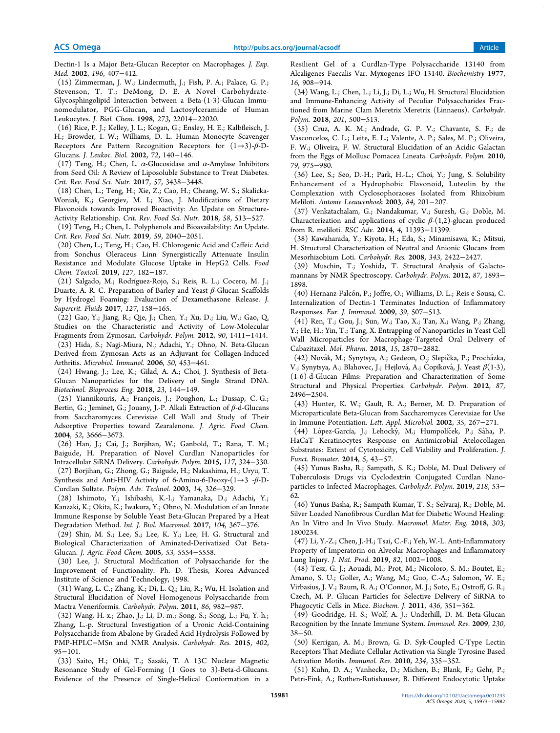Dectin-1 Is a Major Beta-Glucan Receptor on Macrophages. *J. Exp. Med.* **2002**, *196*, 407−412.

(15) Zimmerman, J. W.; Lindermuth, J.; Fish, P. A.; Palace, G. P.; Stevenson, T. T.; DeMong, D. E. A Novel Carbohydrate-Glycosphingolipid Interaction between a Beta-(1-3)-Glucan Immunomodulator, PGG-Glucan, and Lactosylceramide of Human Leukocytes. *J. Biol. Chem.* **1998**, *273*, 22014−22020.

(16) Rice, P. J.; Kelley, J. L.; Kogan, G.; Ensley, H. E.; Kalbfleisch, J. H.; Browder, I. W.; Williams, D. L. Human Monocyte Scavenger Receptors Are Pattern Recognition Receptors for (1→3)-β-D-Glucans. *J. Leukoc. Biol.* **2002**, *72*, 140−146.

(17) Teng, H.; Chen, L. α-Glucosidase and α-Amylase Inhibitors from Seed Oil: A Review of Liposoluble Substance to Treat Diabetes. *Crit. Rev. Food Sci. Nutr.* **2017**, *57*, 3438−3448.

(18) Chen, L.; Teng, H.; Xie, Z.; Cao, H.; Cheang, W. S.; Skalicka-Woniak, K.; Georgiev, M. I.; Xiao, J. Modifications of Dietary Flavonoids towards Improved Bioactivity: An Update on Structure-Activity Relationship. *Crit. Rev. Food Sci. Nutr.* **2018**, *58*, 513−527.

(19) Teng, H.; Chen, L. Polyphenols and Bioavailability: An Update. *Crit. Rev. Food Sci. Nutr.* **2019**, *59*, 2040−2051.

(20) Chen, L.; Teng, H.; Cao, H. Chlorogenic Acid and Caffeic Acid from Sonchus Oleraceus Linn Synergistically Attenuate Insulin Resistance and Modulate Glucose Uptake in HepG2 Cells. *Food Chem. Toxicol.* **2019**, *127*, 182−187.

(21) Salgado, M.; Rodríguez-Rojo, S.; Reis, R. L.; Cocero, M. J.; Duarte, A. R. C. Preparation of Barley and Yeast β-Glucan Scaffolds by Hydrogel Foaming: Evaluation of Dexamethasone Release. *J. Supercrit. Fluids* **2017**, *127*, 158−165.

(22) Gao, Y.; Jiang, R.; Qie, J.; Chen, Y.; Xu, D.; Liu, W.; Gao, Q. Studies on the Characteristic and Activity of Low-Molecular Fragments from Zymosan. *Carbohydr. Polym.* **2012**, *90*, 1411−1414.

(23) Hida, S.; Nagi-Miura, N.; Adachi, Y.; Ohno, N. Beta-Glucan Derived from Zymosan Acts as an Adjuvant for Collagen-Induced Arthritis. *Microbiol. Immunol.* **2006**, *50*, 453−461.

(24) Hwang, J.; Lee, K.; Gilad, A. A.; Choi, J. Synthesis of Beta-Glucan Nanoparticles for the Delivery of Single Strand DNA. *Biotechnol. Bioprocess Eng.* **2018**, *23*, 144−149.

(25) Yiannikouris, A.; François, J.; Poughon, L.; Dussap, C.-G.; Bertin, G.; Jeminet, G.; Jouany, J.-P. Alkali Extraction of β-d-Glucans from Saccharomyces Cerevisiae Cell Wall and Study of Their Adsorptive Properties toward Zearalenone. *J. Agric. Food Chem.* **2004**, *52*, 3666−3673.

(26) Han, J.; Cai, J.; Borjihan, W.; Ganbold, T.; Rana, T. M.; Baigude, H. Preparation of Novel Curdlan Nanoparticles for Intracellular SiRNA Delivery. *Carbohydr. Polym.* **2015**, *117*, 324−330.

(27) Borjihan, G.; Zhong, G.; Baigude, H.; Nakashima, H.; Uryu, T. Synthesis and Anti-HIV Activity of 6-Amino-6-Deoxy-(1→3 -β-D-Curdlan Sulfate. *Polym. Adv. Technol.* **2003**, *14*, 326−329.

(28) Ishimoto, Y.; Ishibashi, K.-I.; Yamanaka, D.; Adachi, Y.; Kanzaki, K.; Okita, K.; Iwakura, Y.; Ohno, N. Modulation of an Innate Immune Response by Soluble Yeast Beta-Glucan Prepared by a Heat Degradation Method. *Int. J. Biol. Macromol.* **2017**, *104*, 367−376.

(29) Shin, M. S.; Lee, S.; Lee, K. Y.; Lee, H. G. Structural and Biological Characterization of Aminated-Derivatized Oat Beta-Glucan. *J. Agric. Food Chem.* **2005**, *53*, 5554−5558.

(30) Lee, J. Structural Modification of Polysaccharide for the Improvement of Functionality. Ph. D. Thesis, Korea Advanced Institute of Science and Technology, 1998.

(31) Wang, L. C.; Zhang, K.; Di, L. Q.; Liu, R.; Wu, H. Isolation and Structural Elucidation of Novel Homogenous Polysaccharide from Mactra Veneriformis. *Carbohydr. Polym.* **2011**, *86*, 982−987.

(32) Wang, H.-x.; Zhao, J.; Li, D.-m.; Song, S.; Song, L.; Fu, Y.-h.; Zhang, L.-p. Structural Investigation of a Uronic Acid-Containing Polysaccharide from Abalone by Graded Acid Hydrolysis Followed by PMP-HPLC−MSn and NMR Analysis. *Carbohydr. Res.* **2015**, *402*, 95−101.

(33) Saito, H.; Ohki, T.; Sasaki, T. A 13C Nuclear Magnetic Resonance Study of Gel-Forming (1 Goes to 3)-Beta-d-Glucans. Evidence of the Presence of Single-Helical Conformation in a Resilient Gel of a Curdlan-Type Polysaccharide 13140 from Alcaligenes Faecalis Var. Myxogenes IFO 13140. *Biochemistry* **1977**, *16*, 908−914.

(34) Wang, L.; Chen, L.; Li, J.; Di, L.; Wu, H. Structural Elucidation and Immune-Enhancing Activity of Peculiar Polysaccharides Fractioned from Marine Clam Meretrix Meretrix (Linnaeus). *Carbohydr. Polym.* **2018**, *201*, 500−513.

(35) Cruz, A. K. M.; Andrade, G. P. V.; Chavante, S. F.; de Vasconcelos, C. L.; Leite, E. L.; Valente, A. P.; Sales, M. P.; Oliveira, F. W.; Oliveira, F. W. Structural Elucidation of an Acidic Galactan from the Eggs of Mollusc Pomacea Lineata. *Carbohydr. Polym.* **2010**, *79*, 975−980.

(36) Lee, S.; Seo, D.-H.; Park, H.-L.; Choi, Y.; Jung, S. Solubility Enhancement of a Hydrophobic Flavonoid, Luteolin by the Complexation with Cyclosophoraoses Isolated from Rhizobium Meliloti. *Antonie Leeuwenhoek* **2003**, *84*, 201−207.

(37) Venkatachalam, G.; Nandakumar, V.; Suresh, G.; Doble, M. Characterization and applications of cyclic β-(1,2)-glucan produced from R. meliloti. *RSC Adv.* **2014**, *4*, 11393−11399.

(38) Kawaharada, Y.; Kiyota, H.; Eda, S.; Minamisawa, K.; Mitsui, H. Structural Characterization of Neutral and Anionic Glucans from Mesorhizobium Loti. *Carbohydr. Res.* **2008**, *343*, 2422−2427.

(39) Muschin, T.; Yoshida, T. Structural Analysis of Galactomannans by NMR Spectroscopy. *Carbohydr. Polym.* **2012**, *87*, 1893−1898.

(40) Hernanz-Falcón, P.; Joffre, O.; Williams, D. L.; Reis e Sousa, C. Internalization of Dectin-1 Terminates Induction of Inflammatory Responses. *Eur. J. Immunol.* **2009**, *39*, 507−513.

(41) Ren, T.; Gou, J.; Sun, W.; Tao, X.; Tan, X.; Wang, P.; Zhang, Y.; He, H.; Yin, T.; Tang, X. Entrapping of Nanoparticles in Yeast Cell Wall Microparticles for Macrophage-Targeted Oral Delivery of Cabazitaxel. *Mol. Pharm.* **2018**, *15*, 2870−2882.

(42) Novák, M.; Synytsya, A.; Gedeon, O.; Slepička, P.; Procházka, V.; Synytsya, A.; Blahovec, J.; Hejlová, A.; Čopíková, J. Yeast β(1-3),(1-6)-d-Glucan Films: Preparation and Characterization of Some Structural and Physical Properties. *Carbohydr. Polym.* **2012**, *87*, 2496−2504.

(43) Hunter, K. W.; Gault, R. A.; Berner, M. D. Preparation of Microparticulate Beta-Glucan from Saccharomyces Cerevisiae for Use in Immune Potentiation. *Lett. Appl. Microbiol.* **2002**, *35*, 267−271.

(44) López-García, J.; Lehocký, M.; Humpolíček, P.; Sáha, P. HaCaT Keratinocytes Response on Antimicrobial Atelocollagen Substrates: Extent of Cytotoxicity, Cell Viability and Proliferation. *J. Funct. Biomater.* **2014**, *5*, 43−57.

(45) Yunus Basha, R.; Sampath, S. K.; Doble, M. Dual Delivery of Tuberculosis Drugs via Cyclodextrin Conjugated Curdlan Nanoparticles to Infected Macrophages. *Carbohydr. Polym.* **2019**, *218*, 53−62.

(46) Yunus Basha, R.; Sampath Kumar, T. S.; Selvaraj, R.; Doble, M. Silver Loaded Nanofibrous Curdlan Mat for Diabetic Wound Healing: An In Vitro and In Vivo Study. *Macromol. Mater. Eng.* **2018**, *303*, 1800234.

(47) Li, Y.-Z.; Chen, J.-H.; Tsai, C.-F.; Yeh, W.-L. Anti-Inflammatory Property of Imperatorin on Alveolar Macrophages and Inflammatory Lung Injury. *J. Nat. Prod.* **2019**, *82*, 1002−1008.

(48) Tesz, G. J.; Aouadi, M.; Prot, M.; Nicoloro, S. M.; Boutet, E.; Amano, S. U.; Goller, A.; Wang, M.; Guo, C.-A.; Salomon, W. E.; Virbasius, J. V.; Baum, R. A.; O'Connor, M. J.; Soto, E.; Ostroff, G. R.; Czech, M. P. Glucan Particles for Selective Delivery of SiRNA to Phagocytic Cells in Mice. *Biochem. J.* **2011**, *436*, 351−362.

(49) Goodridge, H. S.; Wolf, A. J.; Underhill, D. M. Beta-Glucan Recognition by the Innate Immune System. *Immunol. Rev.* **2009**, *230*, 38−50.

(50) Kerrigan, A. M.; Brown, G. D. Syk-Coupled C-Type Lectin Receptors That Mediate Cellular Activation via Single Tyrosine Based Activation Motifs. *Immunol. Rev.* **2010**, *234*, 335−352.

(51) Kuhn, D. A.; Vanhecke, D.; Michen, B.; Blank, F.; Gehr, P.; Petri-Fink, A.; Rothen-Rutishauser, B. Different Endocytotic Uptake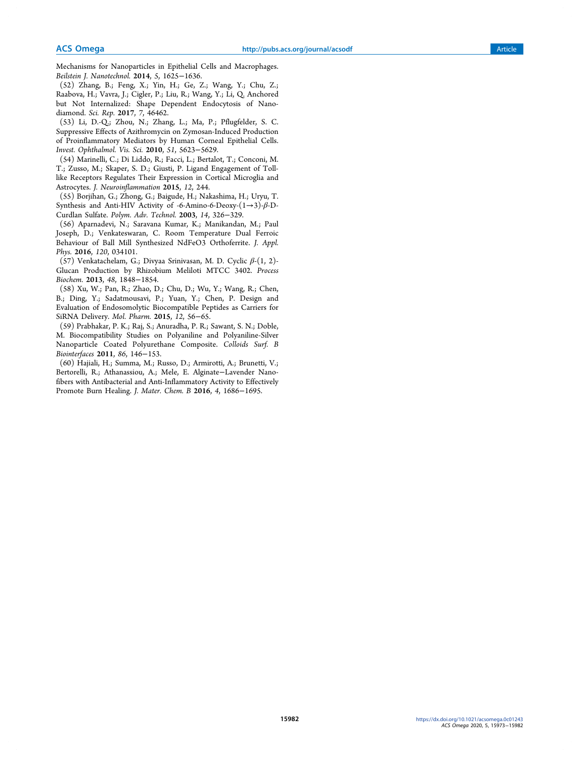Mechanisms for Nanoparticles in Epithelial Cells and Macrophages. *Beilstein J. Nanotechnol.* **2014**, *5*, 1625−1636.

(52) Zhang, B.; Feng, X.; Yin, H.; Ge, Z.; Wang, Y.; Chu, Z.; Raabova, H.; Vavra, J.; Cigler, P.; Liu, R.; Wang, Y.; Li, Q. Anchored but Not Internalized: Shape Dependent Endocytosis of Nanodiamond. *Sci. Rep.* **2017**, *7*, 46462.

(53) Li, D.-Q.; Zhou, N.; Zhang, L.; Ma, P.; Pflugfelder, S. C. Suppressive Effects of Azithromycin on Zymosan-Induced Production of Proinflammatory Mediators by Human Corneal Epithelial Cells. *Invest. Ophthalmol. Vis. Sci.* **2010**, *51*, 5623−5629.

(54) Marinelli, C.; Di Liddo, R.; Facci, L.; Bertalot, T.; Conconi, M. T.; Zusso, M.; Skaper, S. D.; Giusti, P. Ligand Engagement of Toll-like Receptors Regulates Their Expression in Cortical Microglia and Astrocytes. *J. Neuroinflammation* **2015**, *12*, 244.

(55) Borjihan, G.; Zhong, G.; Baigude, H.; Nakashima, H.; Uryu, T. Synthesis and Anti-HIV Activity of -6-Amino-6-Deoxy-(1→3)-β-D-Curdlan Sulfate. *Polym. Adv. Technol.* **2003**, *14*, 326−329.

(56) Aparnadevi, N.; Saravana Kumar, K.; Manikandan, M.; Paul Joseph, D.; Venkateswaran, C. Room Temperature Dual Ferroic Behaviour of Ball Mill Synthesized NdFeO3 Orthoferrite. *J. Appl. Phys.* **2016**, *120*, 034101.

(57) Venkatachelam, G.; Divyaa Srinivasan, M. D. Cyclic β-(1, 2)-Glucan Production by Rhizobium Meliloti MTCC 3402. *Process Biochem.* **2013**, *48*, 1848−1854.

(58) Xu, W.; Pan, R.; Zhao, D.; Chu, D.; Wu, Y.; Wang, R.; Chen, B.; Ding, Y.; Sadatmousavi, P.; Yuan, Y.; Chen, P. Design and Evaluation of Endosomolytic Biocompatible Peptides as Carriers for SiRNA Delivery. *Mol. Pharm.* **2015**, *12*, 56−65.

(59) Prabhakar, P. K.; Raj, S.; Anuradha, P. R.; Sawant, S. N.; Doble, M. Biocompatibility Studies on Polyaniline and Polyaniline-Silver Nanoparticle Coated Polyurethane Composite. *Colloids Surf. B Biointerfaces* **2011**, *86*, 146−153.

(60) Hajiali, H.; Summa, M.; Russo, D.; Armirotti, A.; Brunetti, V.; Bertorelli, R.; Athanassiou, A.; Mele, E. Alginate−Lavender Nanofibers with Antibacterial and Anti-Inflammatory Activity to Effectively Promote Burn Healing. *J. Mater. Chem. B* **2016**, *4*, 1686−1695.